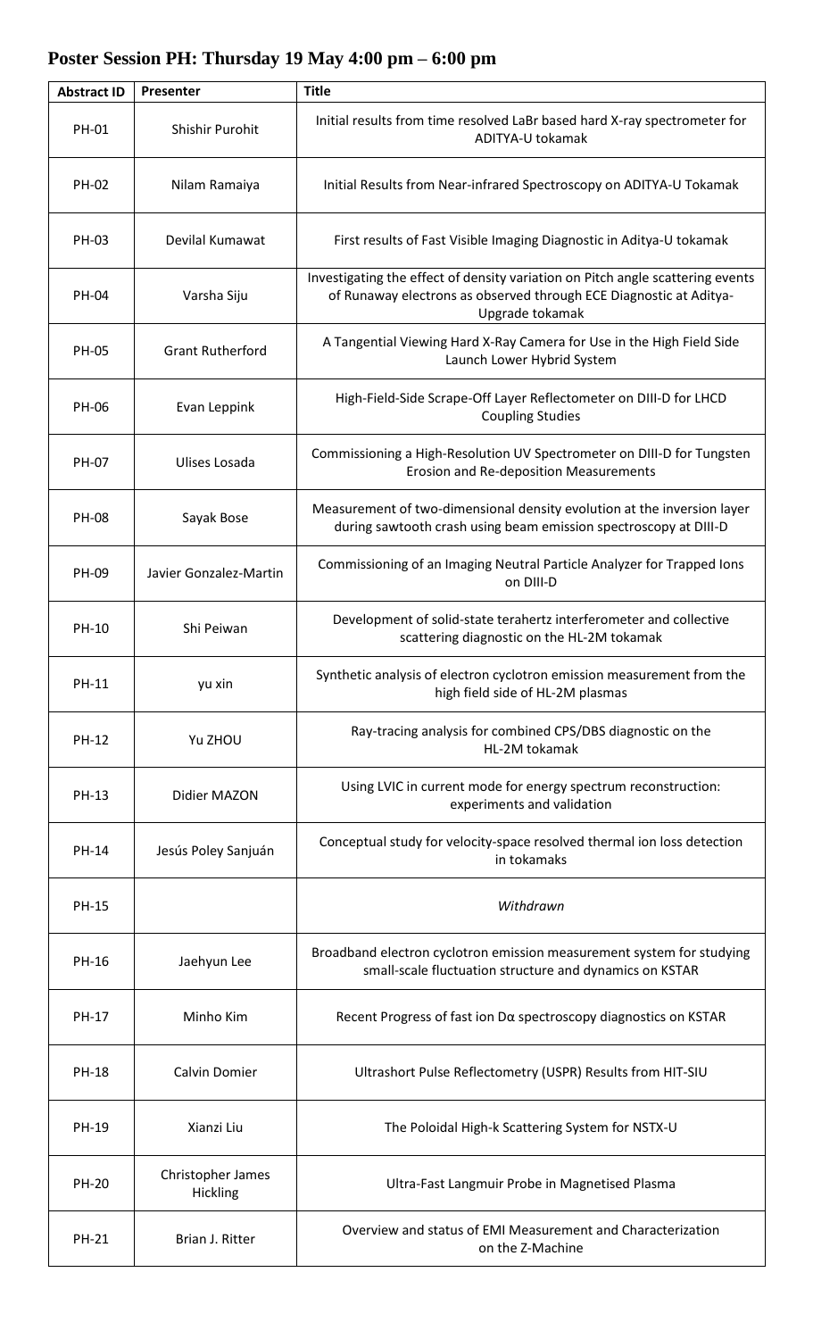## Poster Session PH: Thursday 19 May 4:00 pm – 6:00 pm

| Abstract ID | Presenter | Title |
|---|---|---|
| PH-01 | Shishir Purohit | Initial results from time resolved LaBr based hard X-ray spectrometer for ADITYA-U tokamak |
| PH-02 | Nilam Ramaiya | Initial Results from Near-infrared Spectroscopy on ADITYA-U Tokamak |
| PH-03 | Devilal Kumawat | First results of Fast Visible Imaging Diagnostic in Aditya-U tokamak |
| PH-04 | Varsha Siju | Investigating the effect of density variation on Pitch angle scattering events of Runaway electrons as observed through ECE Diagnostic at Aditya-Upgrade tokamak |
| PH-05 | Grant Rutherford | A Tangential Viewing Hard X-Ray Camera for Use in the High Field Side Launch Lower Hybrid System |
| PH-06 | Evan Leppink | High-Field-Side Scrape-Off Layer Reflectometer on DIII-D for LHCD Coupling Studies |
| PH-07 | Ulises Losada | Commissioning a High-Resolution UV Spectrometer on DIII-D for Tungsten Erosion and Re-deposition Measurements |
| PH-08 | Sayak Bose | Measurement of two-dimensional density evolution at the inversion layer during sawtooth crash using beam emission spectroscopy at DIII-D |
| PH-09 | Javier Gonzalez-Martin | Commissioning of an Imaging Neutral Particle Analyzer for Trapped Ions on DIII-D |
| PH-10 | Shi Peiwan | Development of solid-state terahertz interferometer and collective scattering diagnostic on the HL-2M tokamak |
| PH-11 | yu xin | Synthetic analysis of electron cyclotron emission measurement from the high field side of HL-2M plasmas |
| PH-12 | Yu ZHOU | Ray-tracing analysis for combined CPS/DBS diagnostic on the HL-2M tokamak |
| PH-13 | Didier MAZON | Using LVIC in current mode for energy spectrum reconstruction: experiments and validation |
| PH-14 | Jesús Poley Sanjuán | Conceptual study for velocity-space resolved thermal ion loss detection in tokamaks |
| PH-15 | | *Withdrawn* |
| PH-16 | Jaehyun Lee | Broadband electron cyclotron emission measurement system for studying small-scale fluctuation structure and dynamics on KSTAR |
| PH-17 | Minho Kim | Recent Progress of fast ion Dα spectroscopy diagnostics on KSTAR |
| PH-18 | Calvin Domier | Ultrashort Pulse Reflectometry (USPR) Results from HIT-SIU |
| PH-19 | Xianzi Liu | The Poloidal High-k Scattering System for NSTX-U |
| PH-20 | Christopher James Hickling | Ultra-Fast Langmuir Probe in Magnetised Plasma |
| PH-21 | Brian J. Ritter | Overview and status of EMI Measurement and Characterization on the Z-Machine |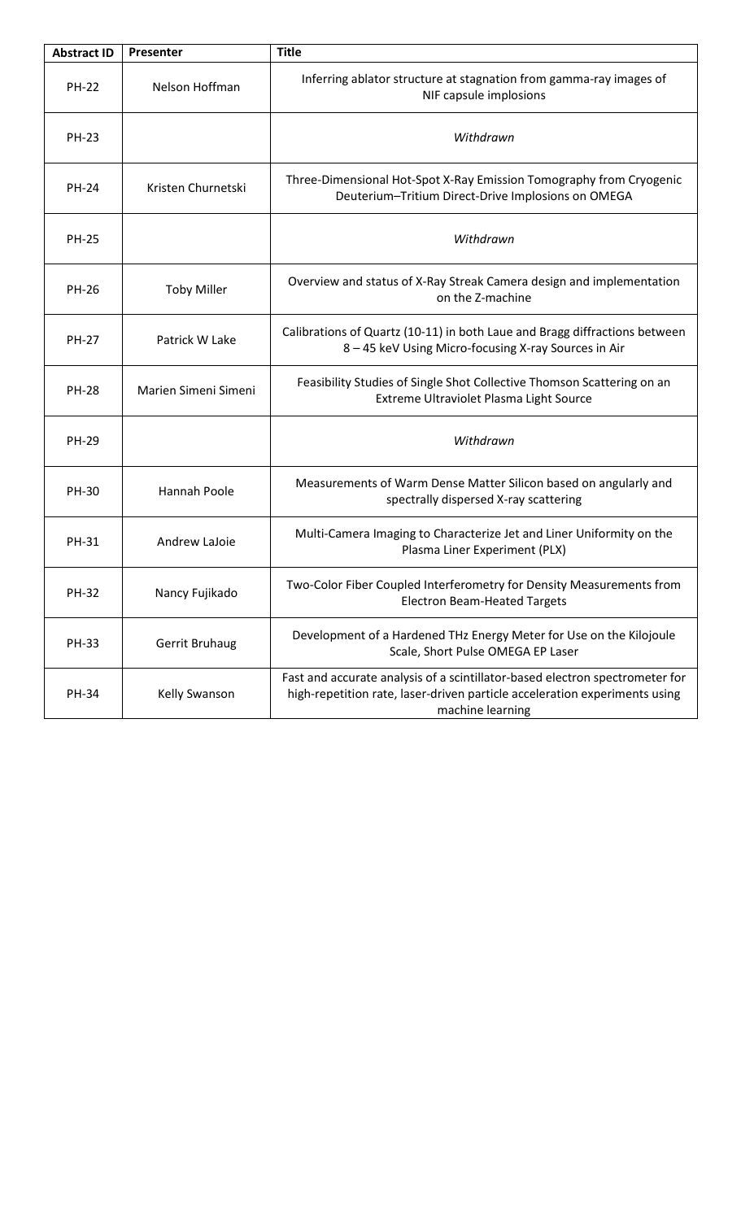| Abstract ID | Presenter | Title |
|---|---|---|
| PH-22 | Nelson Hoffman | Inferring ablator structure at stagnation from gamma-ray images of NIF capsule implosions |
| PH-23 | | *Withdrawn* |
| PH-24 | Kristen Churnetski | Three-Dimensional Hot-Spot X-Ray Emission Tomography from Cryogenic Deuterium–Tritium Direct-Drive Implosions on OMEGA |
| PH-25 | | *Withdrawn* |
| PH-26 | Toby Miller | Overview and status of X-Ray Streak Camera design and implementation on the Z-machine |
| PH-27 | Patrick W Lake | Calibrations of Quartz (10-11) in both Laue and Bragg diffractions between 8 – 45 keV Using Micro-focusing X-ray Sources in Air |
| PH-28 | Marien Simeni Simeni | Feasibility Studies of Single Shot Collective Thomson Scattering on an Extreme Ultraviolet Plasma Light Source |
| PH-29 | | *Withdrawn* |
| PH-30 | Hannah Poole | Measurements of Warm Dense Matter Silicon based on angularly and spectrally dispersed X-ray scattering |
| PH-31 | Andrew LaJoie | Multi-Camera Imaging to Characterize Jet and Liner Uniformity on the Plasma Liner Experiment (PLX) |
| PH-32 | Nancy Fujikado | Two-Color Fiber Coupled Interferometry for Density Measurements from Electron Beam-Heated Targets |
| PH-33 | Gerrit Bruhaug | Development of a Hardened THz Energy Meter for Use on the Kilojoule Scale, Short Pulse OMEGA EP Laser |
| PH-34 | Kelly Swanson | Fast and accurate analysis of a scintillator-based electron spectrometer for high-repetition rate, laser-driven particle acceleration experiments using machine learning |